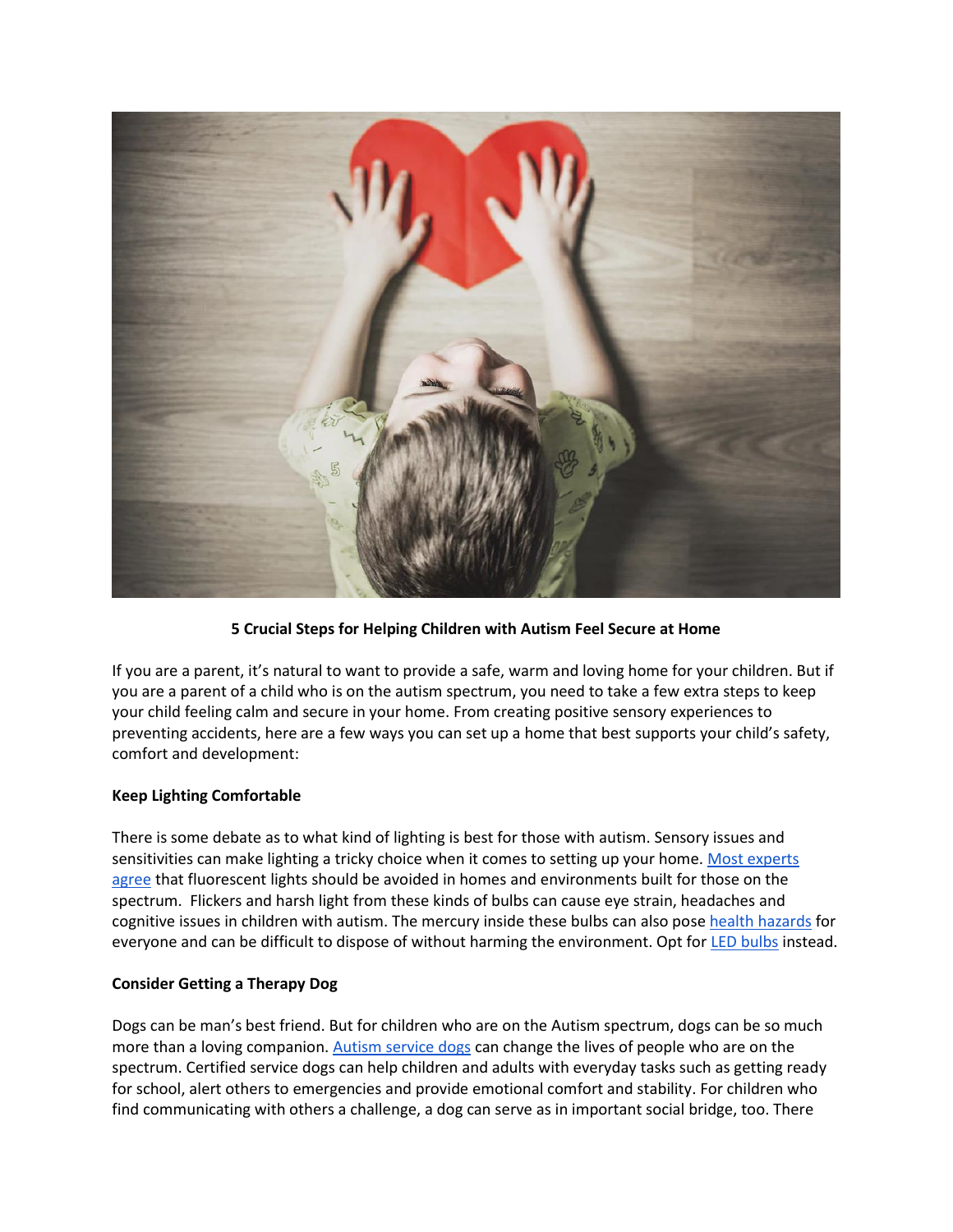**5 Crucial Steps for Helping Children with Autism Feel Secure at Home**

If you are a parent, it's natural to want to provide a safe, warm and loving home for your children. But if you are a parent of a child who is on the autism spectrum, you need to take a few extra steps to keep your child feeling calm and secure in your home. From creating positive sensory experiences to preventing accidents, here are a few ways you can set up a home that best supports your child's safety, comfort and development:

**Keep Lighting Comfortable**

There is some debate as to what kind of lighting is best for those with autism. Sensory issues and sensitivities can make lighting a tricky choice when it comes to setting up your home. [Most experts agree] that fluorescent lights should be avoided in homes and environments built for those on the spectrum. Flickers and harsh light from these kinds of bulbs can cause eye strain, headaches and cognitive issues in children with autism. The mercury inside these bulbs can also pose [health hazards] for everyone and can be difficult to dispose of without harming the environment. Opt for [LED bulbs] instead.

**Consider Getting a Therapy Dog**

Dogs can be man's best friend. But for children who are on the Autism spectrum, dogs can be so much more than a loving companion. [Autism service dogs] can change the lives of people who are on the spectrum. Certified service dogs can help children and adults with everyday tasks such as getting ready for school, alert others to emergencies and provide emotional comfort and stability. For children who find communicating with others a challenge, a dog can serve as in important social bridge, too. There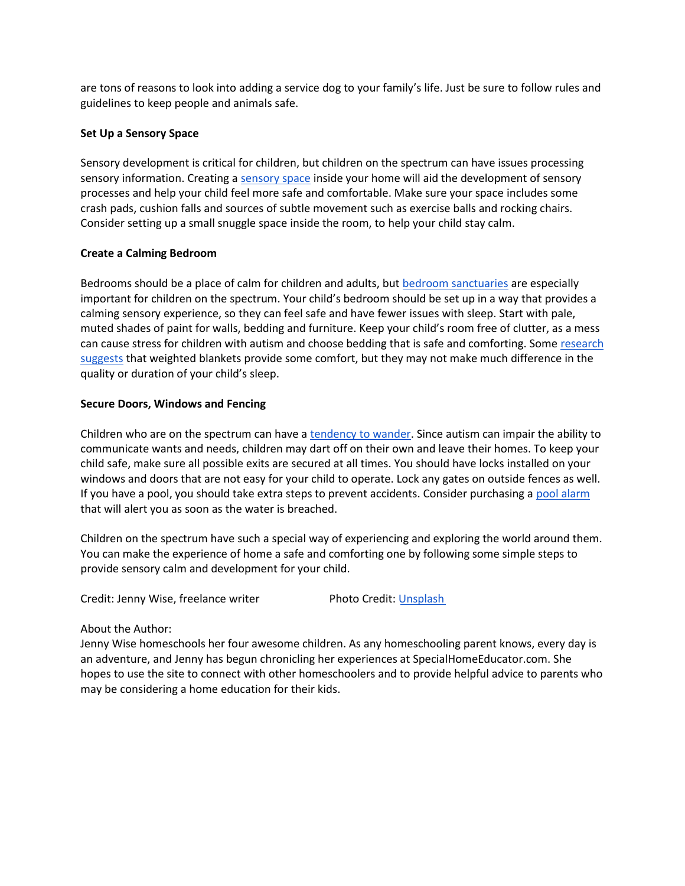are tons of reasons to look into adding a service dog to your family's life. Just be sure to follow rules and guidelines to keep people and animals safe.

**Set Up a Sensory Space**

Sensory development is critical for children, but children on the spectrum can have issues processing sensory information. Creating a sensory space inside your home will aid the development of sensory processes and help your child feel more safe and comfortable. Make sure your space includes some crash pads, cushion falls and sources of subtle movement such as exercise balls and rocking chairs. Consider setting up a small snuggle space inside the room, to help your child stay calm.

**Create a Calming Bedroom**

Bedrooms should be a place of calm for children and adults, but bedroom sanctuaries are especially important for children on the spectrum. Your child's bedroom should be set up in a way that provides a calming sensory experience, so they can feel safe and have fewer issues with sleep. Start with pale, muted shades of paint for walls, bedding and furniture. Keep your child's room free of clutter, as a mess can cause stress for children with autism and choose bedding that is safe and comforting. Some research suggests that weighted blankets provide some comfort, but they may not make much difference in the quality or duration of your child's sleep.

**Secure Doors, Windows and Fencing**

Children who are on the spectrum can have a tendency to wander. Since autism can impair the ability to communicate wants and needs, children may dart off on their own and leave their homes. To keep your child safe, make sure all possible exits are secured at all times. You should have locks installed on your windows and doors that are not easy for your child to operate. Lock any gates on outside fences as well. If you have a pool, you should take extra steps to prevent accidents. Consider purchasing a pool alarm that will alert you as soon as the water is breached.

Children on the spectrum have such a special way of experiencing and exploring the world around them. You can make the experience of home a safe and comforting one by following some simple steps to provide sensory calm and development for your child.

Credit: Jenny Wise, freelance writer          Photo Credit: Unsplash

About the Author:
Jenny Wise homeschools her four awesome children. As any homeschooling parent knows, every day is an adventure, and Jenny has begun chronicling her experiences at SpecialHomeEducator.com. She hopes to use the site to connect with other homeschoolers and to provide helpful advice to parents who may be considering a home education for their kids.